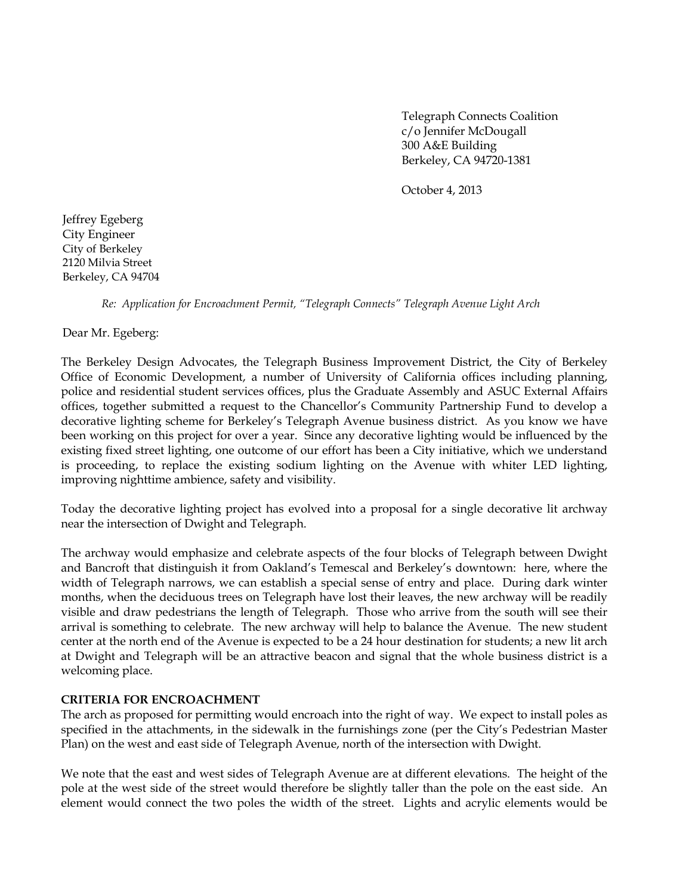Telegraph Connects Coalition
c/o Jennifer McDougall
300 A&E Building
Berkeley, CA 94720-1381

October 4, 2013

Jeffrey Egeberg
City Engineer
City of Berkeley
2120 Milvia Street
Berkeley, CA 94704

*Re: Application for Encroachment Permit, "Telegraph Connects" Telegraph Avenue Light Arch*

Dear Mr. Egeberg:

The Berkeley Design Advocates, the Telegraph Business Improvement District, the City of Berkeley Office of Economic Development, a number of University of California offices including planning, police and residential student services offices, plus the Graduate Assembly and ASUC External Affairs offices, together submitted a request to the Chancellor's Community Partnership Fund to develop a decorative lighting scheme for Berkeley's Telegraph Avenue business district. As you know we have been working on this project for over a year. Since any decorative lighting would be influenced by the existing fixed street lighting, one outcome of our effort has been a City initiative, which we understand is proceeding, to replace the existing sodium lighting on the Avenue with whiter LED lighting, improving nighttime ambience, safety and visibility.

Today the decorative lighting project has evolved into a proposal for a single decorative lit archway near the intersection of Dwight and Telegraph.

The archway would emphasize and celebrate aspects of the four blocks of Telegraph between Dwight and Bancroft that distinguish it from Oakland's Temescal and Berkeley's downtown: here, where the width of Telegraph narrows, we can establish a special sense of entry and place. During dark winter months, when the deciduous trees on Telegraph have lost their leaves, the new archway will be readily visible and draw pedestrians the length of Telegraph. Those who arrive from the south will see their arrival is something to celebrate. The new archway will help to balance the Avenue. The new student center at the north end of the Avenue is expected to be a 24 hour destination for students; a new lit arch at Dwight and Telegraph will be an attractive beacon and signal that the whole business district is a welcoming place.

**CRITERIA FOR ENCROACHMENT**

The arch as proposed for permitting would encroach into the right of way. We expect to install poles as specified in the attachments, in the sidewalk in the furnishings zone (per the City's Pedestrian Master Plan) on the west and east side of Telegraph Avenue, north of the intersection with Dwight.

We note that the east and west sides of Telegraph Avenue are at different elevations. The height of the pole at the west side of the street would therefore be slightly taller than the pole on the east side. An element would connect the two poles the width of the street. Lights and acrylic elements would be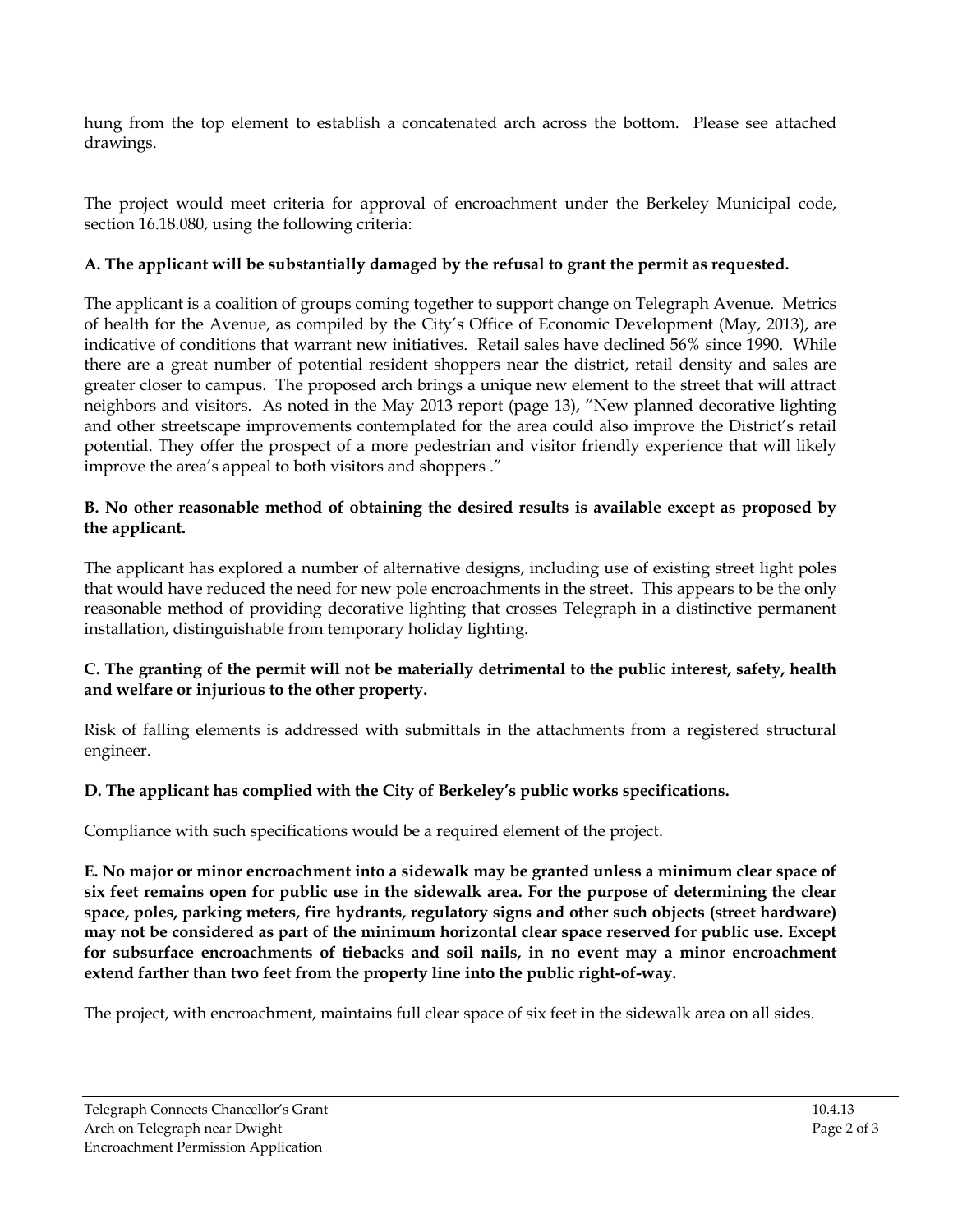hung from the top element to establish a concatenated arch across the bottom. Please see attached drawings.

The project would meet criteria for approval of encroachment under the Berkeley Municipal code, section 16.18.080, using the following criteria:

**A. The applicant will be substantially damaged by the refusal to grant the permit as requested.**

The applicant is a coalition of groups coming together to support change on Telegraph Avenue. Metrics of health for the Avenue, as compiled by the City's Office of Economic Development (May, 2013), are indicative of conditions that warrant new initiatives. Retail sales have declined 56% since 1990. While there are a great number of potential resident shoppers near the district, retail density and sales are greater closer to campus. The proposed arch brings a unique new element to the street that will attract neighbors and visitors. As noted in the May 2013 report (page 13), "New planned decorative lighting and other streetscape improvements contemplated for the area could also improve the District's retail potential. They offer the prospect of a more pedestrian and visitor friendly experience that will likely improve the area's appeal to both visitors and shoppers ."

**B. No other reasonable method of obtaining the desired results is available except as proposed by the applicant.**

The applicant has explored a number of alternative designs, including use of existing street light poles that would have reduced the need for new pole encroachments in the street. This appears to be the only reasonable method of providing decorative lighting that crosses Telegraph in a distinctive permanent installation, distinguishable from temporary holiday lighting.

**C. The granting of the permit will not be materially detrimental to the public interest, safety, health and welfare or injurious to the other property.**

Risk of falling elements is addressed with submittals in the attachments from a registered structural engineer.

**D. The applicant has complied with the City of Berkeley's public works specifications.**

Compliance with such specifications would be a required element of the project.

**E. No major or minor encroachment into a sidewalk may be granted unless a minimum clear space of six feet remains open for public use in the sidewalk area. For the purpose of determining the clear space, poles, parking meters, fire hydrants, regulatory signs and other such objects (street hardware) may not be considered as part of the minimum horizontal clear space reserved for public use. Except for subsurface encroachments of tiebacks and soil nails, in no event may a minor encroachment extend farther than two feet from the property line into the public right-of-way.**

The project, with encroachment, maintains full clear space of six feet in the sidewalk area on all sides.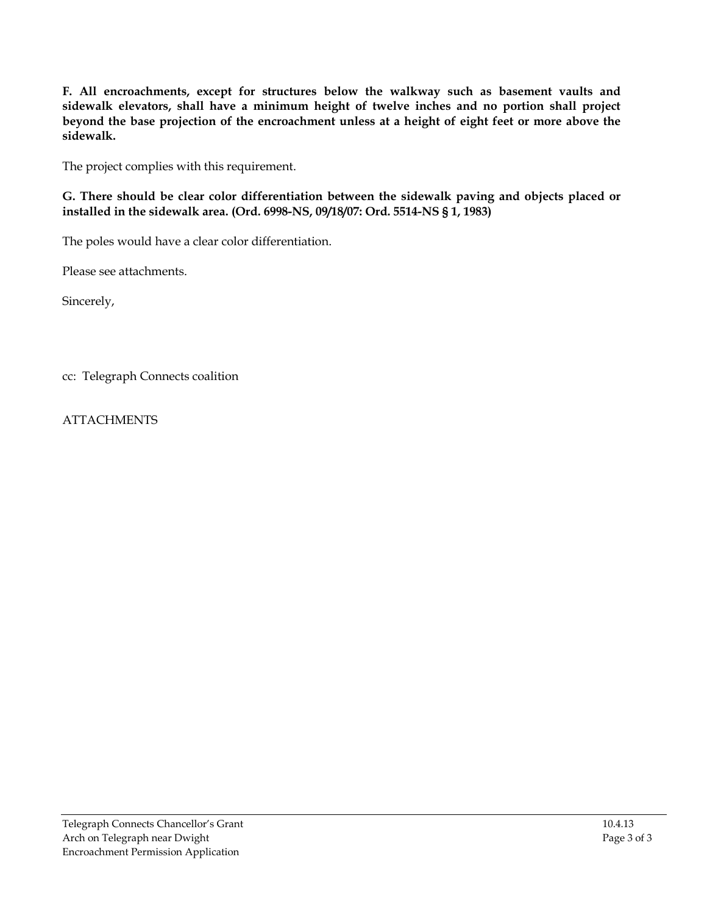**F. All encroachments, except for structures below the walkway such as basement vaults and sidewalk elevators, shall have a minimum height of twelve inches and no portion shall project beyond the base projection of the encroachment unless at a height of eight feet or more above the sidewalk.**

The project complies with this requirement.

**G. There should be clear color differentiation between the sidewalk paving and objects placed or installed in the sidewalk area. (Ord. 6998-NS, 09/18/07: Ord. 5514-NS § 1, 1983)**

The poles would have a clear color differentiation.

Please see attachments.

Sincerely,

cc: Telegraph Connects coalition

ATTACHMENTS